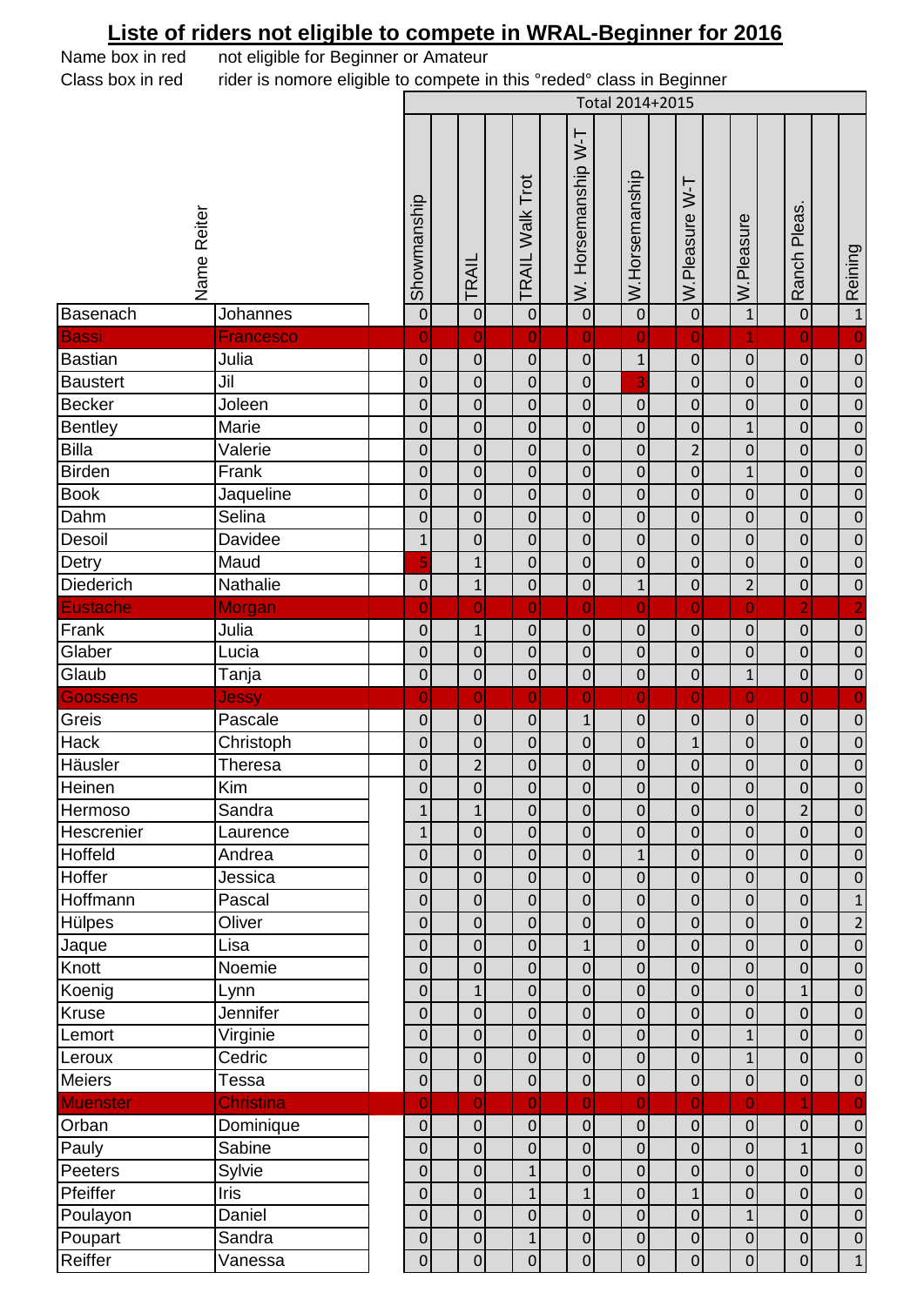# Liste of riders not eligible to compete in WRAL-Beginner for 2016

Name box in red — not eligible for Beginner or Amateur

Class box in red — rider is nomore eligible to compete in this °reded° class in Beginner

| Name Reiter | | Showmanship | TRAIL | TRAIL Walk Trot | W. Horsemanship W-T | W.Horsemanship | W.Pleasure W-T | W.Pleasure | Ranch Pleas. | Reining |
|---|---|---|---|---|---|---|---|---|---|---|
| | | Total 2014+2015 | | | | | | | | |
| Basenach | Johannes | 0 | 0 | 0 | 0 | 0 | 0 | 1 | 0 | 1 |
| Bassi | Francesco | 0 | 0 | 0 | 0 | 0 | 0 | 1 | 0 | 0 |
| Bastian | Julia | 0 | 0 | 0 | 0 | 1 | 0 | 0 | 0 | 0 |
| Baustert | Jil | 0 | 0 | 0 | 0 | 3 | 0 | 0 | 0 | 0 |
| Becker | Joleen | 0 | 0 | 0 | 0 | 0 | 0 | 0 | 0 | 0 |
| Bentley | Marie | 0 | 0 | 0 | 0 | 0 | 0 | 1 | 0 | 0 |
| Billa | Valerie | 0 | 0 | 0 | 0 | 0 | 2 | 0 | 0 | 0 |
| Birden | Frank | 0 | 0 | 0 | 0 | 0 | 0 | 1 | 0 | 0 |
| Book | Jaqueline | 0 | 0 | 0 | 0 | 0 | 0 | 0 | 0 | 0 |
| Dahm | Selina | 0 | 0 | 0 | 0 | 0 | 0 | 0 | 0 | 0 |
| Desoil | Davidee | 1 | 0 | 0 | 0 | 0 | 0 | 0 | 0 | 0 |
| Detry | Maud | 5 | 1 | 0 | 0 | 0 | 0 | 0 | 0 | 0 |
| Diederich | Nathalie | 0 | 1 | 0 | 0 | 1 | 0 | 2 | 0 | 0 |
| Eustache | Morgan | 0 | 0 | 0 | 0 | 0 | 0 | 0 | 2 | 2 |
| Frank | Julia | 0 | 1 | 0 | 0 | 0 | 0 | 0 | 0 | 0 |
| Glaber | Lucia | 0 | 0 | 0 | 0 | 0 | 0 | 0 | 0 | 0 |
| Glaub | Tanja | 0 | 0 | 0 | 0 | 0 | 0 | 1 | 0 | 0 |
| Goossens | Jessy | 0 | 0 | 0 | 0 | 0 | 0 | 0 | 0 | 0 |
| Greis | Pascale | 0 | 0 | 0 | 1 | 0 | 0 | 0 | 0 | 0 |
| Hack | Christoph | 0 | 0 | 0 | 0 | 0 | 1 | 0 | 0 | 0 |
| Häusler | Theresa | 0 | 2 | 0 | 0 | 0 | 0 | 0 | 0 | 0 |
| Heinen | Kim | 0 | 0 | 0 | 0 | 0 | 0 | 0 | 0 | 0 |
| Hermoso | Sandra | 1 | 1 | 0 | 0 | 0 | 0 | 0 | 2 | 0 |
| Hescrenier | Laurence | 1 | 0 | 0 | 0 | 0 | 0 | 0 | 0 | 0 |
| Hoffeld | Andrea | 0 | 0 | 0 | 0 | 1 | 0 | 0 | 0 | 0 |
| Hoffer | Jessica | 0 | 0 | 0 | 0 | 0 | 0 | 0 | 0 | 0 |
| Hoffmann | Pascal | 0 | 0 | 0 | 0 | 0 | 0 | 0 | 0 | 1 |
| Hülpes | Oliver | 0 | 0 | 0 | 0 | 0 | 0 | 0 | 0 | 2 |
| Jaque | Lisa | 0 | 0 | 0 | 1 | 0 | 0 | 0 | 0 | 0 |
| Knott | Noemie | 0 | 0 | 0 | 0 | 0 | 0 | 0 | 0 | 0 |
| Koenig | Lynn | 0 | 1 | 0 | 0 | 0 | 0 | 0 | 1 | 0 |
| Kruse | Jennifer | 0 | 0 | 0 | 0 | 0 | 0 | 0 | 0 | 0 |
| Lemort | Virginie | 0 | 0 | 0 | 0 | 0 | 0 | 1 | 0 | 0 |
| Leroux | Cedric | 0 | 0 | 0 | 0 | 0 | 0 | 1 | 0 | 0 |
| Meiers | Tessa | 0 | 0 | 0 | 0 | 0 | 0 | 0 | 0 | 0 |
| Muenster | Christina | 0 | 0 | 0 | 0 | 0 | 0 | 0 | 1 | 0 |
| Orban | Dominique | 0 | 0 | 0 | 0 | 0 | 0 | 0 | 0 | 0 |
| Pauly | Sabine | 0 | 0 | 0 | 0 | 0 | 0 | 0 | 1 | 0 |
| Peeters | Sylvie | 0 | 0 | 1 | 0 | 0 | 0 | 0 | 0 | 0 |
| Pfeiffer | Iris | 0 | 0 | 1 | 1 | 0 | 1 | 0 | 0 | 0 |
| Poulayon | Daniel | 0 | 0 | 0 | 0 | 0 | 0 | 1 | 0 | 0 |
| Poupart | Sandra | 0 | 0 | 1 | 0 | 0 | 0 | 0 | 0 | 0 |
| Reiffer | Vanessa | 0 | 0 | 0 | 0 | 0 | 0 | 0 | 0 | 1 |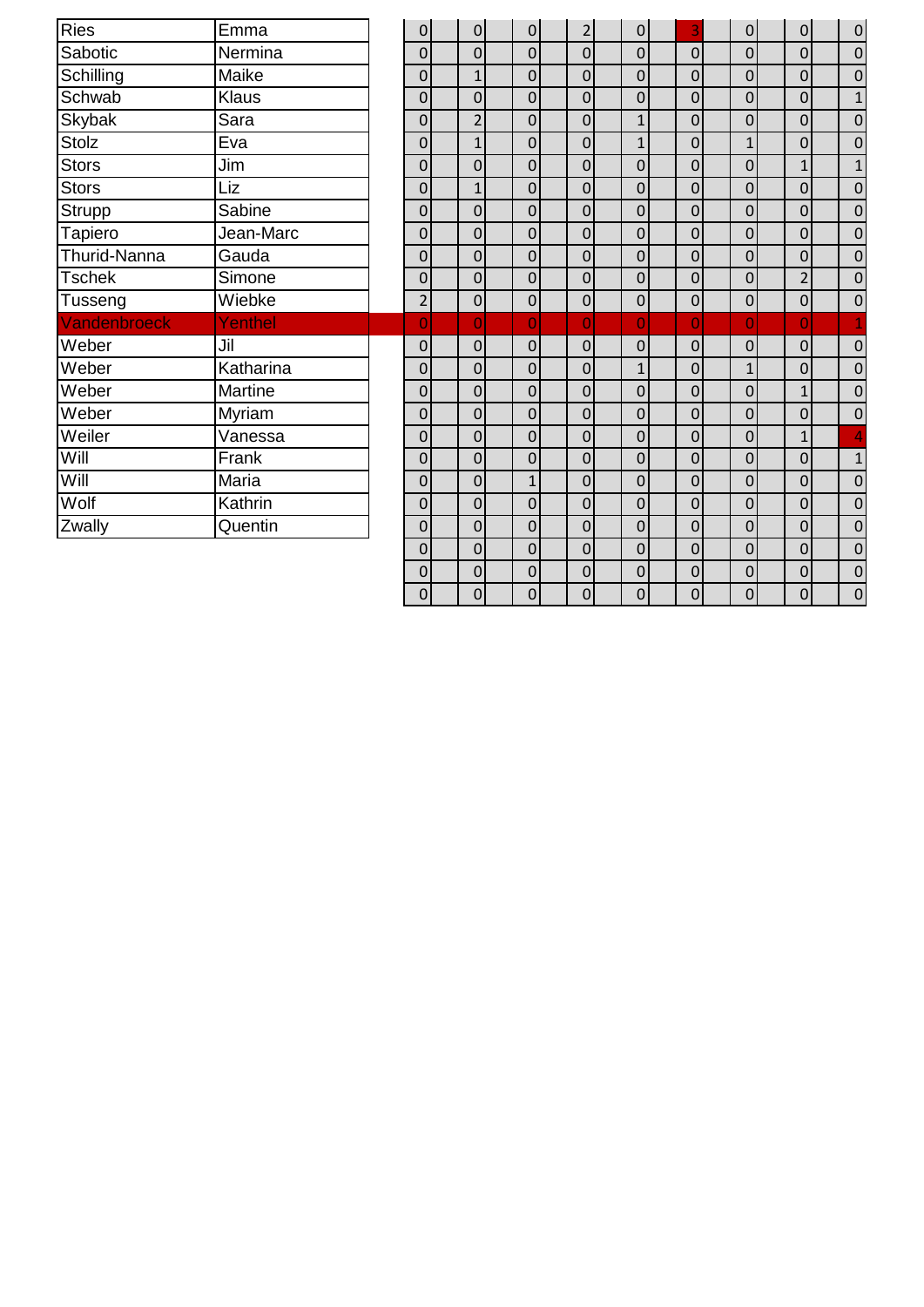| | | | | | | | | | | |
|---|---|---|---|---|---|---|---|---|---|---|
| Ries | Emma | 0 | 0 | 0 | 2 | 0 | 3 | 0 | 0 | 0 |
| Sabotic | Nermina | 0 | 0 | 0 | 0 | 0 | 0 | 0 | 0 | 0 |
| Schilling | Maike | 0 | 1 | 0 | 0 | 0 | 0 | 0 | 0 | 0 |
| Schwab | Klaus | 0 | 0 | 0 | 0 | 0 | 0 | 0 | 0 | 1 |
| Skybak | Sara | 0 | 2 | 0 | 0 | 1 | 0 | 0 | 0 | 0 |
| Stolz | Eva | 0 | 1 | 0 | 0 | 1 | 0 | 1 | 0 | 0 |
| Stors | Jim | 0 | 0 | 0 | 0 | 0 | 0 | 0 | 1 | 1 |
| Stors | Liz | 0 | 1 | 0 | 0 | 0 | 0 | 0 | 0 | 0 |
| Strupp | Sabine | 0 | 0 | 0 | 0 | 0 | 0 | 0 | 0 | 0 |
| Tapiero | Jean-Marc | 0 | 0 | 0 | 0 | 0 | 0 | 0 | 0 | 0 |
| Thurid-Nanna | Gauda | 0 | 0 | 0 | 0 | 0 | 0 | 0 | 0 | 0 |
| Tschek | Simone | 0 | 0 | 0 | 0 | 0 | 0 | 0 | 2 | 0 |
| Tusseng | Wiebke | 2 | 0 | 0 | 0 | 0 | 0 | 0 | 0 | 0 |
| Vandenbroeck | Yenthel | 0 | 0 | 0 | 0 | 0 | 0 | 0 | 0 | 1 |
| Weber | Jil | 0 | 0 | 0 | 0 | 0 | 0 | 0 | 0 | 0 |
| Weber | Katharina | 0 | 0 | 0 | 0 | 1 | 0 | 1 | 0 | 0 |
| Weber | Martine | 0 | 0 | 0 | 0 | 0 | 0 | 0 | 1 | 0 |
| Weber | Myriam | 0 | 0 | 0 | 0 | 0 | 0 | 0 | 0 | 0 |
| Weiler | Vanessa | 0 | 0 | 0 | 0 | 0 | 0 | 0 | 1 | 4 |
| Will | Frank | 0 | 0 | 0 | 0 | 0 | 0 | 0 | 0 | 1 |
| Will | Maria | 0 | 0 | 1 | 0 | 0 | 0 | 0 | 0 | 0 |
| Wolf | Kathrin | 0 | 0 | 0 | 0 | 0 | 0 | 0 | 0 | 0 |
| Zwally | Quentin | 0 | 0 | 0 | 0 | 0 | 0 | 0 | 0 | 0 |
| | | 0 | 0 | 0 | 0 | 0 | 0 | 0 | 0 | 0 |
| | | 0 | 0 | 0 | 0 | 0 | 0 | 0 | 0 | 0 |
| | | 0 | 0 | 0 | 0 | 0 | 0 | 0 | 0 | 0 |